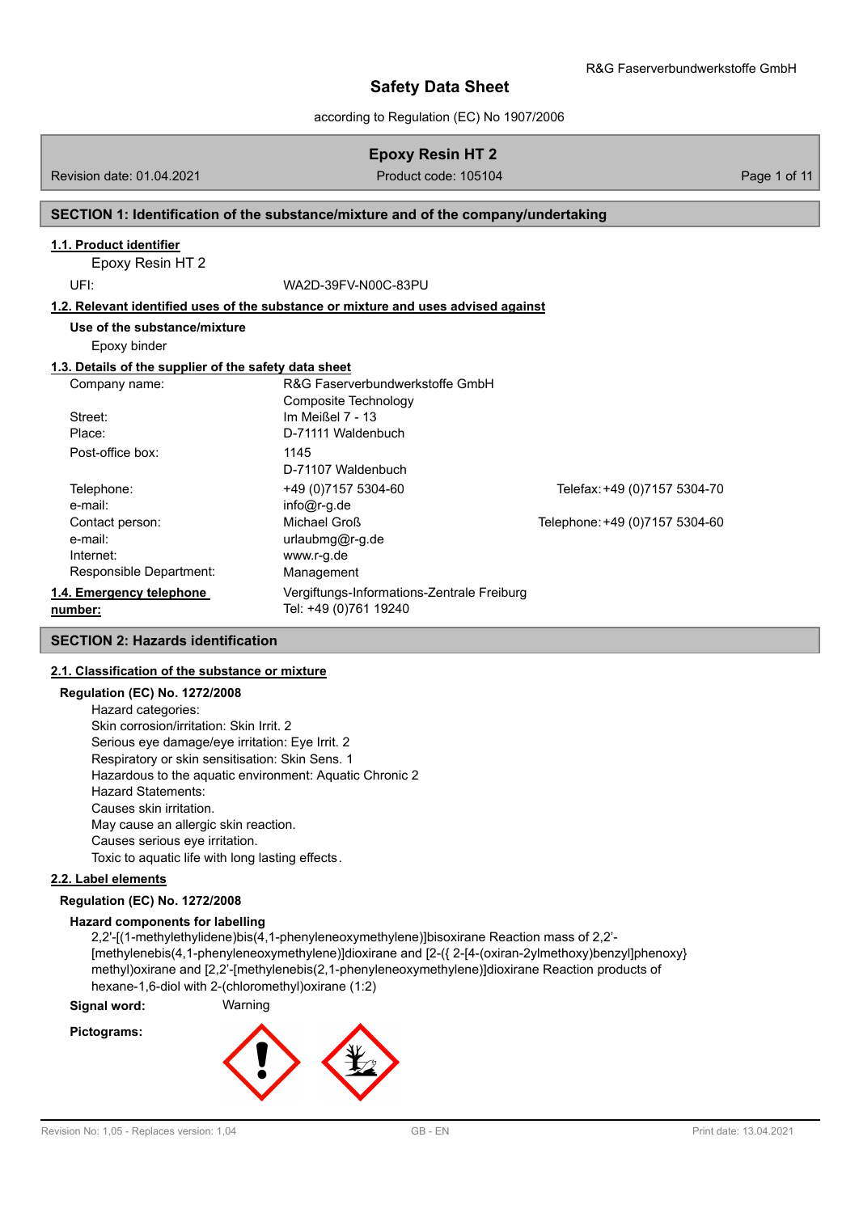# Safety Data Sheet

according to Regulation (EC) No 1907/2006

**Epoxy Resin HT 2**

Revision date: 01.04.2021 | Product code: 105104

## SECTION 1: Identification of the substance/mixture and of the company/undertaking

### 1.1. Product identifier

Epoxy Resin HT 2

UFI: WA2D-39FV-N00C-83PU

### 1.2. Relevant identified uses of the substance or mixture and uses advised against

**Use of the substance/mixture**

Epoxy binder

### 1.3. Details of the supplier of the safety data sheet

| | | |
|---|---|---|
| Company name: | R&G Faserverbundwerkstoffe GmbH<br>Composite Technology | |
| Street: | Im Meißel 7 - 13 | |
| Place: | D-71111 Waldenbuch | |
| Post-office box: | 1145<br>D-71107 Waldenbuch | |
| Telephone: | +49 (0)7157 5304-60 | Telefax: +49 (0)7157 5304-70 |
| e-mail: | info@r-g.de | |
| Contact person: | Michael Groß | Telephone: +49 (0)7157 5304-60 |
| e-mail: | urlaubmg@r-g.de | |
| Internet: | www.r-g.de | |
| Responsible Department: | Management | |

### 1.4. Emergency telephone number:

Vergiftungs-Informations-Zentrale Freiburg
Tel: +49 (0)761 19240

## SECTION 2: Hazards identification

### 2.1. Classification of the substance or mixture

**Regulation (EC) No. 1272/2008**

Hazard categories:
Skin corrosion/irritation: Skin Irrit. 2
Serious eye damage/eye irritation: Eye Irrit. 2
Respiratory or skin sensitisation: Skin Sens. 1
Hazardous to the aquatic environment: Aquatic Chronic 2
Hazard Statements:
Causes skin irritation.
May cause an allergic skin reaction.
Causes serious eye irritation.
Toxic to aquatic life with long lasting effects.

### 2.2. Label elements

**Regulation (EC) No. 1272/2008**

**Hazard components for labelling**

2,2'-[(1-methylethylidene)bis(4,1-phenyleneoxymethylene)]bisoxirane Reaction mass of 2,2'-[methylenebis(4,1-phenyleneoxymethylene)]dioxirane and [2-({ 2-[4-(oxiran-2ylmethoxy)benzyl]phenoxy} methyl)oxirane and [2,2'-[methylenebis(2,1-phenyleneoxymethylene)]dioxirane Reaction products of hexane-1,6-diol with 2-(chloromethyl)oxirane (1:2)

**Signal word:** Warning

**Pictograms:**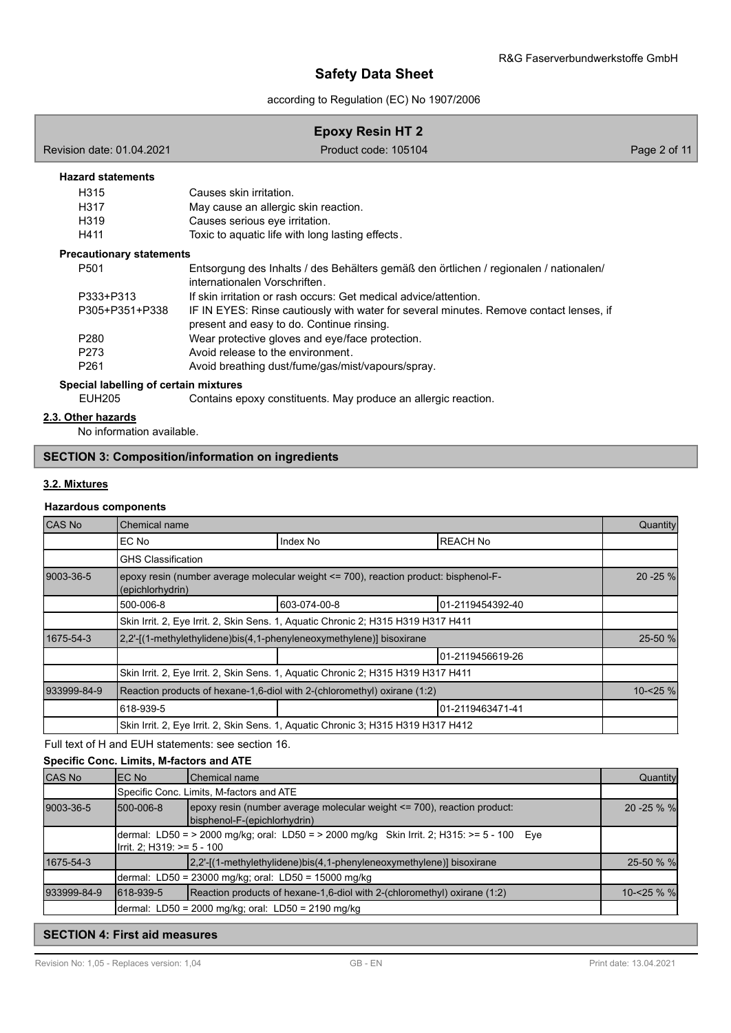**Hazard statements**

| | |
|---|---|
| H315 | Causes skin irritation. |
| H317 | May cause an allergic skin reaction. |
| H319 | Causes serious eye irritation. |
| H411 | Toxic to aquatic life with long lasting effects. |

**Precautionary statements**

| | |
|---|---|
| P501 | Entsorgung des Inhalts / des Behälters gemäß den örtlichen / regionalen / nationalen/ internationalen Vorschriften. |
| P333+P313 | If skin irritation or rash occurs: Get medical advice/attention. |
| P305+P351+P338 | IF IN EYES: Rinse cautiously with water for several minutes. Remove contact lenses, if present and easy to do. Continue rinsing. |
| P280 | Wear protective gloves and eye/face protection. |
| P273 | Avoid release to the environment. |
| P261 | Avoid breathing dust/fume/gas/mist/vapours/spray. |

**Special labelling of certain mixtures**

| | |
|---|---|
| EUH205 | Contains epoxy constituents. May produce an allergic reaction. |

### 2.3. Other hazards

No information available.

## SECTION 3: Composition/information on ingredients

### 3.2. Mixtures

**Hazardous components**

| CAS No | Chemical name | | | Quantity |
|---|---|---|---|---|
| | EC No | Index No | REACH No | |
| | GHS Classification | | | |
| 9003-36-5 | epoxy resin (number average molecular weight <= 700), reaction product: bisphenol-F-(epichlorhydrin) | | | 20 -25 % |
| | 500-006-8 | 603-074-00-8 | 01-2119454392-40 | |
| | Skin Irrit. 2, Eye Irrit. 2, Skin Sens. 1, Aquatic Chronic 2; H315 H319 H317 H411 | | | |
| 1675-54-3 | 2,2'-[(1-methylethylidene)bis(4,1-phenyleneoxymethylene)] bisoxirane | | | 25-50 % |
| | | | 01-2119456619-26 | |
| | Skin Irrit. 2, Eye Irrit. 2, Skin Sens. 1, Aquatic Chronic 2; H315 H319 H317 H411 | | | |
| 933999-84-9 | Reaction products of hexane-1,6-diol with 2-(chloromethyl) oxirane (1:2) | | | 10-<25 % |
| | 618-939-5 | | 01-2119463471-41 | |
| | Skin Irrit. 2, Eye Irrit. 2, Skin Sens. 1, Aquatic Chronic 3; H315 H319 H317 H412 | | | |

Full text of H and EUH statements: see section 16.

**Specific Conc. Limits, M-factors and ATE**

| CAS No | EC No | Chemical name | Quantity |
|---|---|---|---|
| | Specific Conc. Limits, M-factors and ATE | | |
| 9003-36-5 | 500-006-8 | epoxy resin (number average molecular weight <= 700), reaction product: bisphenol-F-(epichlorhydrin) | 20 -25 % % |
| | dermal: LD50 = > 2000 mg/kg; oral: LD50 = > 2000 mg/kg Skin Irrit. 2; H315: >= 5 - 100 Eye Irrit. 2; H319: >= 5 - 100 | | |
| 1675-54-3 | | 2,2'-[(1-methylethylidene)bis(4,1-phenyleneoxymethylene)] bisoxirane | 25-50 % % |
| | dermal: LD50 = 23000 mg/kg; oral: LD50 = 15000 mg/kg | | |
| 933999-84-9 | 618-939-5 | Reaction products of hexane-1,6-diol with 2-(chloromethyl) oxirane (1:2) | 10-<25 % % |
| | dermal: LD50 = 2000 mg/kg; oral: LD50 = 2190 mg/kg | | |

## SECTION 4: First aid measures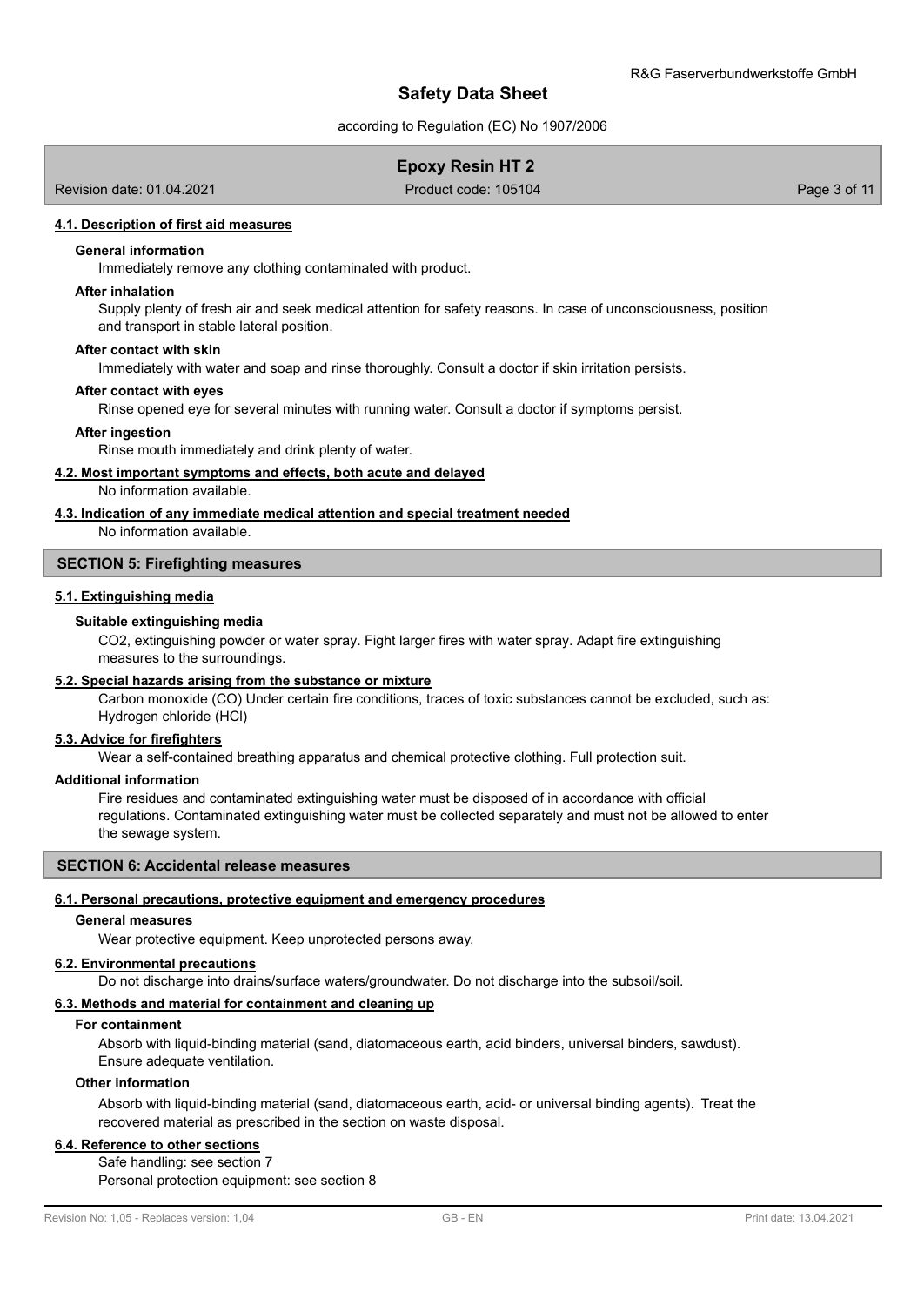#### 4.1. Description of first aid measures

**General information**

Immediately remove any clothing contaminated with product.

**After inhalation**

Supply plenty of fresh air and seek medical attention for safety reasons. In case of unconsciousness, position and transport in stable lateral position.

**After contact with skin**

Immediately with water and soap and rinse thoroughly. Consult a doctor if skin irritation persists.

**After contact with eyes**

Rinse opened eye for several minutes with running water. Consult a doctor if symptoms persist.

**After ingestion**

Rinse mouth immediately and drink plenty of water.

#### 4.2. Most important symptoms and effects, both acute and delayed

No information available.

#### 4.3. Indication of any immediate medical attention and special treatment needed

No information available.

## SECTION 5: Firefighting measures

#### 5.1. Extinguishing media

**Suitable extinguishing media**

$CO_2$, extinguishing powder or water spray. Fight larger fires with water spray. Adapt fire extinguishing measures to the surroundings.

#### 5.2. Special hazards arising from the substance or mixture

Carbon monoxide (CO) Under certain fire conditions, traces of toxic substances cannot be excluded, such as: Hydrogen chloride (HCl)

#### 5.3. Advice for firefighters

Wear a self-contained breathing apparatus and chemical protective clothing. Full protection suit.

**Additional information**

Fire residues and contaminated extinguishing water must be disposed of in accordance with official regulations. Contaminated extinguishing water must be collected separately and must not be allowed to enter the sewage system.

## SECTION 6: Accidental release measures

#### 6.1. Personal precautions, protective equipment and emergency procedures

**General measures**

Wear protective equipment. Keep unprotected persons away.

#### 6.2. Environmental precautions

Do not discharge into drains/surface waters/groundwater. Do not discharge into the subsoil/soil.

#### 6.3. Methods and material for containment and cleaning up

**For containment**

Absorb with liquid-binding material (sand, diatomaceous earth, acid binders, universal binders, sawdust). Ensure adequate ventilation.

**Other information**

Absorb with liquid-binding material (sand, diatomaceous earth, acid- or universal binding agents). Treat the recovered material as prescribed in the section on waste disposal.

#### 6.4. Reference to other sections

Safe handling: see section 7
Personal protection equipment: see section 8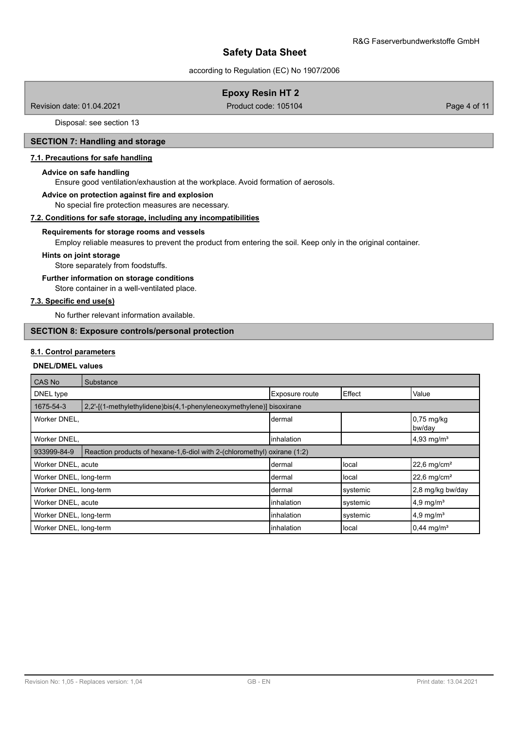Disposal: see section 13

## SECTION 7: Handling and storage

### 7.1. Precautions for safe handling

**Advice on safe handling**

Ensure good ventilation/exhaustion at the workplace. Avoid formation of aerosols.

**Advice on protection against fire and explosion**

No special fire protection measures are necessary.

### 7.2. Conditions for safe storage, including any incompatibilities

**Requirements for storage rooms and vessels**

Employ reliable measures to prevent the product from entering the soil. Keep only in the original container.

**Hints on joint storage**

Store separately from foodstuffs.

**Further information on storage conditions**

Store container in a well-ventilated place.

### 7.3. Specific end use(s)

No further relevant information available.

## SECTION 8: Exposure controls/personal protection

### 8.1. Control parameters

**DNEL/DMEL values**

| CAS No | Substance | | | |
|---|---|---|---|---|
| DNEL type | | Exposure route | Effect | Value |
| 1675-54-3 | 2,2'-[(1-methylethylidene)bis(4,1-phenyleneoxymethylene)] bisoxirane | | | |
| Worker DNEL, | | dermal | | 0,75 mg/kg bw/day |
| Worker DNEL, | | inhalation | | 4,93 mg/m³ |
| 933999-84-9 | Reaction products of hexane-1,6-diol with 2-(chloromethyl) oxirane (1:2) | | | |
| Worker DNEL, acute | | dermal | local | 22,6 mg/cm² |
| Worker DNEL, long-term | | dermal | local | 22,6 mg/cm² |
| Worker DNEL, long-term | | dermal | systemic | 2,8 mg/kg bw/day |
| Worker DNEL, acute | | inhalation | systemic | 4,9 mg/m³ |
| Worker DNEL, long-term | | inhalation | systemic | 4,9 mg/m³ |
| Worker DNEL, long-term | | inhalation | local | 0,44 mg/m³ |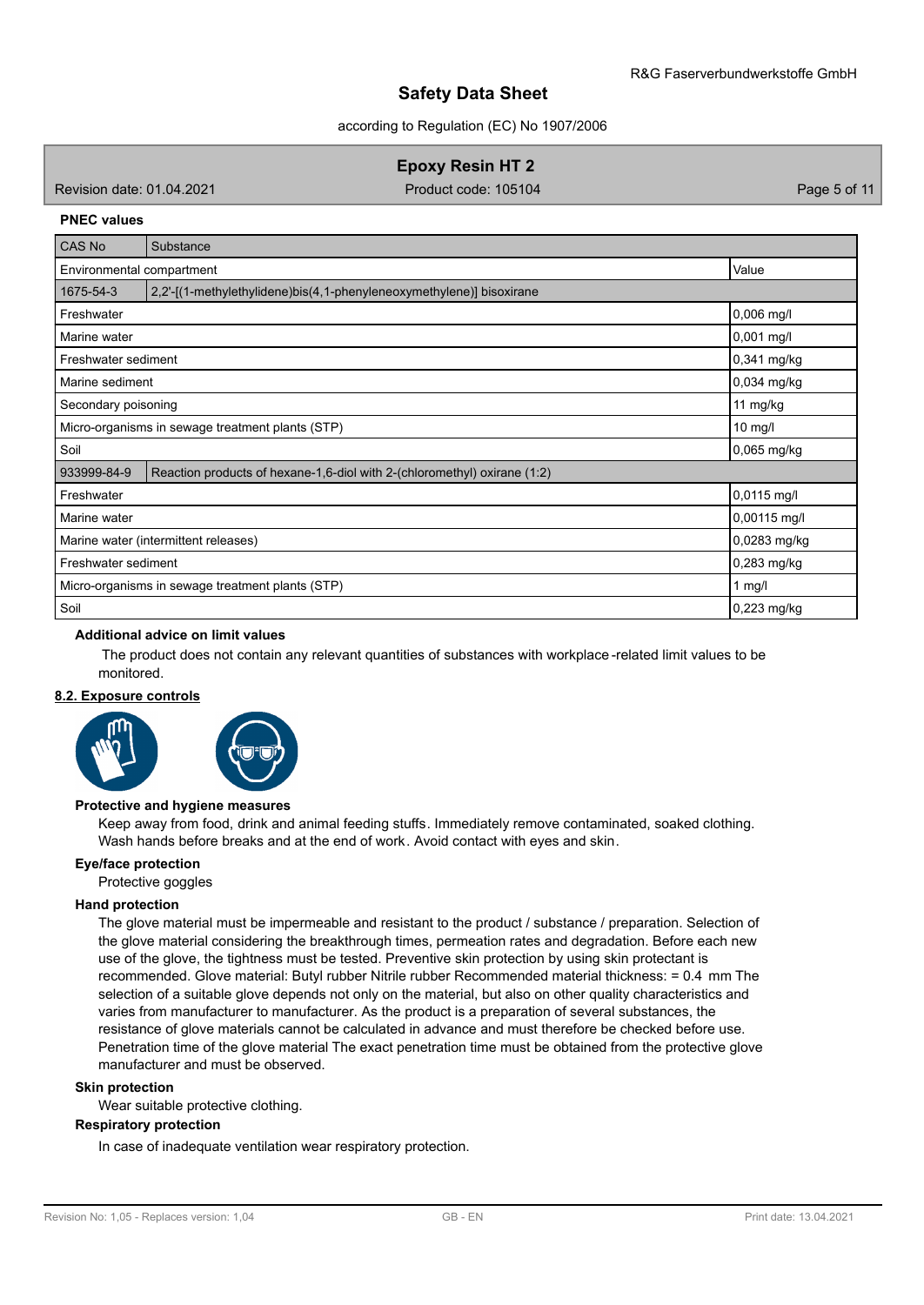**PNEC values**

| CAS No | Substance | |
|---|---|---|
| Environmental compartment | | Value |
| 1675-54-3 | 2,2'-[(1-methylethylidene)bis(4,1-phenyleneoxymethylene)] bisoxirane | |
| Freshwater | | 0,006 mg/l |
| Marine water | | 0,001 mg/l |
| Freshwater sediment | | 0,341 mg/kg |
| Marine sediment | | 0,034 mg/kg |
| Secondary poisoning | | 11 mg/kg |
| Micro-organisms in sewage treatment plants (STP) | | 10 mg/l |
| Soil | | 0,065 mg/kg |
| 933999-84-9 | Reaction products of hexane-1,6-diol with 2-(chloromethyl) oxirane (1:2) | |
| Freshwater | | 0,0115 mg/l |
| Marine water | | 0,00115 mg/l |
| Marine water (intermittent releases) | | 0,0283 mg/kg |
| Freshwater sediment | | 0,283 mg/kg |
| Micro-organisms in sewage treatment plants (STP) | | 1 mg/l |
| Soil | | 0,223 mg/kg |

**Additional advice on limit values**

The product does not contain any relevant quantities of substances with workplace-related limit values to be monitored.

## 8.2. Exposure controls

**Protective and hygiene measures**

Keep away from food, drink and animal feeding stuffs. Immediately remove contaminated, soaked clothing. Wash hands before breaks and at the end of work. Avoid contact with eyes and skin.

**Eye/face protection**

Protective goggles

**Hand protection**

The glove material must be impermeable and resistant to the product / substance / preparation. Selection of the glove material considering the breakthrough times, permeation rates and degradation. Before each new use of the glove, the tightness must be tested. Preventive skin protection by using skin protectant is recommended. Glove material: Butyl rubber Nitrile rubber Recommended material thickness: = 0.4 mm The selection of a suitable glove depends not only on the material, but also on other quality characteristics and varies from manufacturer to manufacturer. As the product is a preparation of several substances, the resistance of glove materials cannot be calculated in advance and must therefore be checked before use. Penetration time of the glove material The exact penetration time must be obtained from the protective glove manufacturer and must be observed.

**Skin protection**

Wear suitable protective clothing.

**Respiratory protection**

In case of inadequate ventilation wear respiratory protection.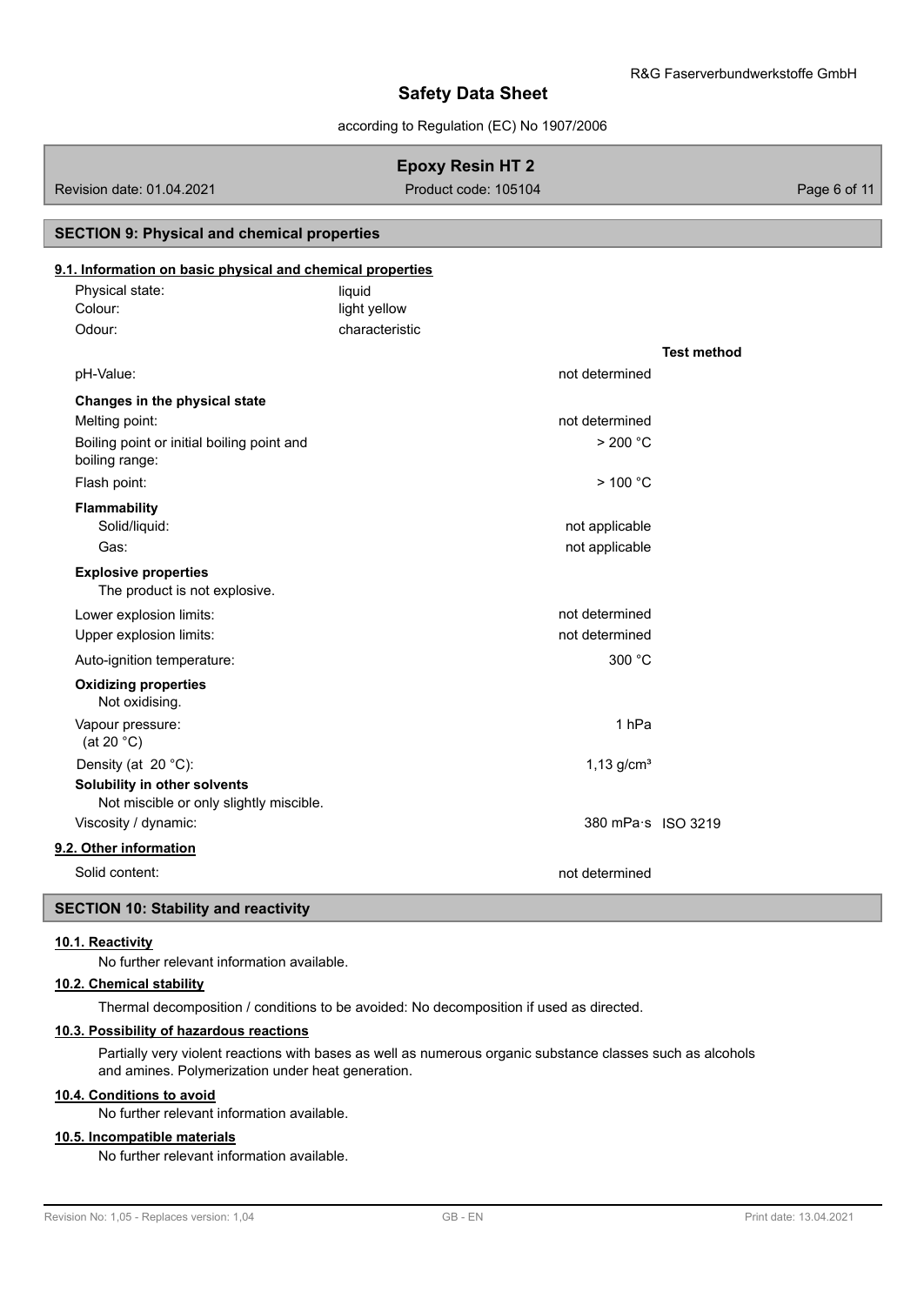## SECTION 9: Physical and chemical properties

### 9.1. Information on basic physical and chemical properties

| | | | Test method |
|---|---|---|---|
| Physical state: | liquid | | |
| Colour: | light yellow | | |
| Odour: | characteristic | | |
| pH-Value: | | not determined | |
| **Changes in the physical state** | | | |
| Melting point: | | not determined | |
| Boiling point or initial boiling point and boiling range: | | > 200 °C | |
| Flash point: | | > 100 °C | |
| **Flammability** | | | |
| Solid/liquid: | | not applicable | |
| Gas: | | not applicable | |
| **Explosive properties** | | | |
| The product is not explosive. | | | |
| Lower explosion limits: | | not determined | |
| Upper explosion limits: | | not determined | |
| Auto-ignition temperature: | | 300 °C | |
| **Oxidizing properties** | | | |
| Not oxidising. | | | |
| Vapour pressure: (at 20 °C) | | 1 hPa | |
| Density (at 20 °C): | | 1,13 g/cm³ | |
| **Solubility in other solvents** | | | |
| Not miscible or only slightly miscible. | | | |
| Viscosity / dynamic: | | 380 mPa·s | ISO 3219 |

### 9.2. Other information

| | |
|---|---|
| Solid content: | not determined |

## SECTION 10: Stability and reactivity

### 10.1. Reactivity

No further relevant information available.

### 10.2. Chemical stability

Thermal decomposition / conditions to be avoided: No decomposition if used as directed.

### 10.3. Possibility of hazardous reactions

Partially very violent reactions with bases as well as numerous organic substance classes such as alcohols and amines. Polymerization under heat generation.

### 10.4. Conditions to avoid

No further relevant information available.

### 10.5. Incompatible materials

No further relevant information available.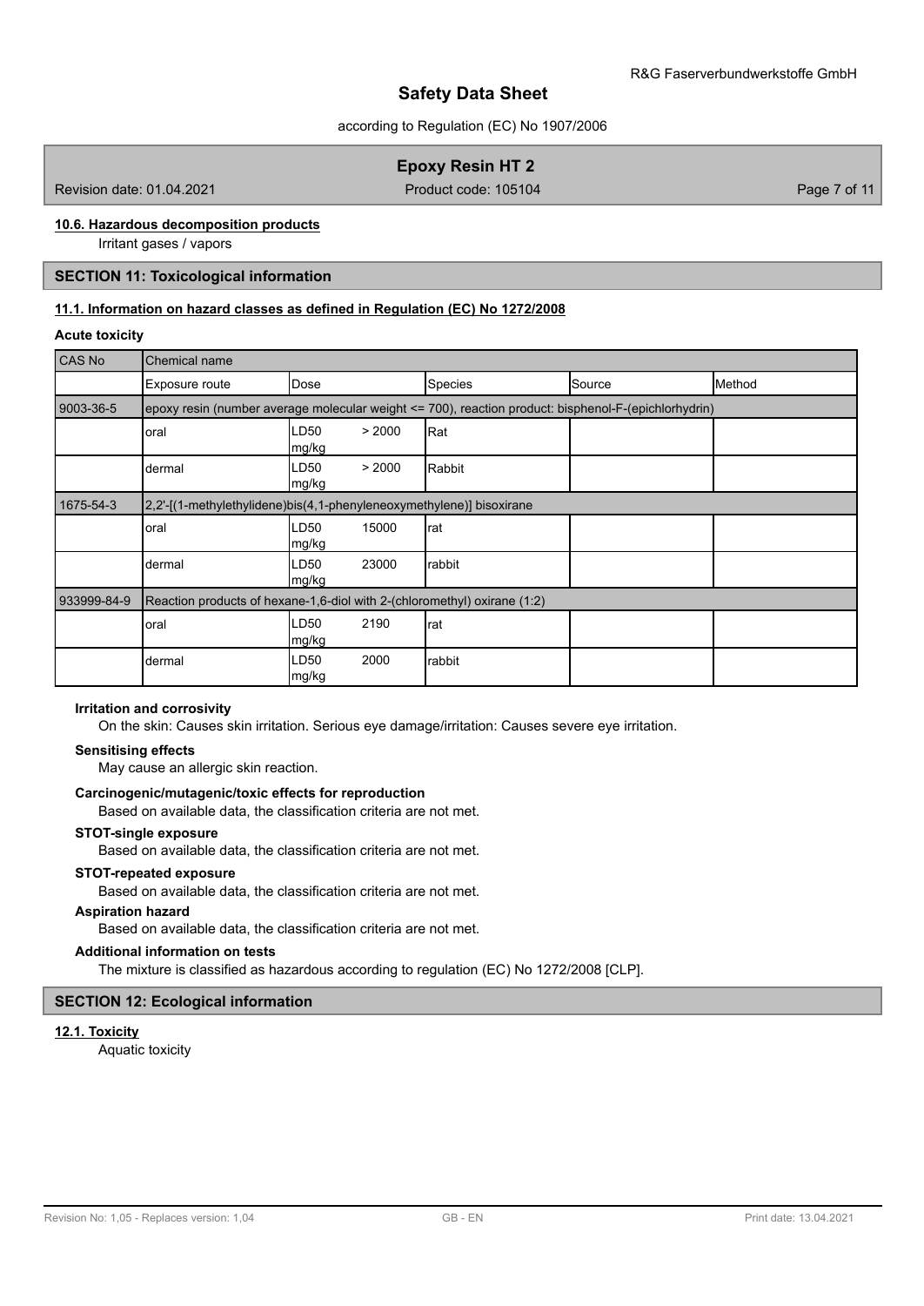#### 10.6. Hazardous decomposition products

Irritant gases / vapors

## SECTION 11: Toxicological information

#### 11.1. Information on hazard classes as defined in Regulation (EC) No 1272/2008

**Acute toxicity**

| CAS No | Chemical name | | | | |
|---|---|---|---|---|---|
| | Exposure route | Dose | Species | Source | Method |
| 9003-36-5 | epoxy resin (number average molecular weight <= 700), reaction product: bisphenol-F-(epichlorhydrin) | | | | |
| | oral | LD50 > 2000 mg/kg | Rat | | |
| | dermal | LD50 > 2000 mg/kg | Rabbit | | |
| 1675-54-3 | 2,2'-[(1-methylethylidene)bis(4,1-phenyleneoxymethylene)] bisoxirane | | | | |
| | oral | LD50 15000 mg/kg | rat | | |
| | dermal | LD50 23000 mg/kg | rabbit | | |
| 933999-84-9 | Reaction products of hexane-1,6-diol with 2-(chloromethyl) oxirane (1:2) | | | | |
| | oral | LD50 2190 mg/kg | rat | | |
| | dermal | LD50 2000 mg/kg | rabbit | | |

**Irritation and corrosivity**

On the skin: Causes skin irritation. Serious eye damage/irritation: Causes severe eye irritation.

**Sensitising effects**

May cause an allergic skin reaction.

**Carcinogenic/mutagenic/toxic effects for reproduction**

Based on available data, the classification criteria are not met.

**STOT-single exposure**

Based on available data, the classification criteria are not met.

**STOT-repeated exposure**

Based on available data, the classification criteria are not met.

**Aspiration hazard**

Based on available data, the classification criteria are not met.

**Additional information on tests**

The mixture is classified as hazardous according to regulation (EC) No 1272/2008 [CLP].

## SECTION 12: Ecological information

#### 12.1. Toxicity

Aquatic toxicity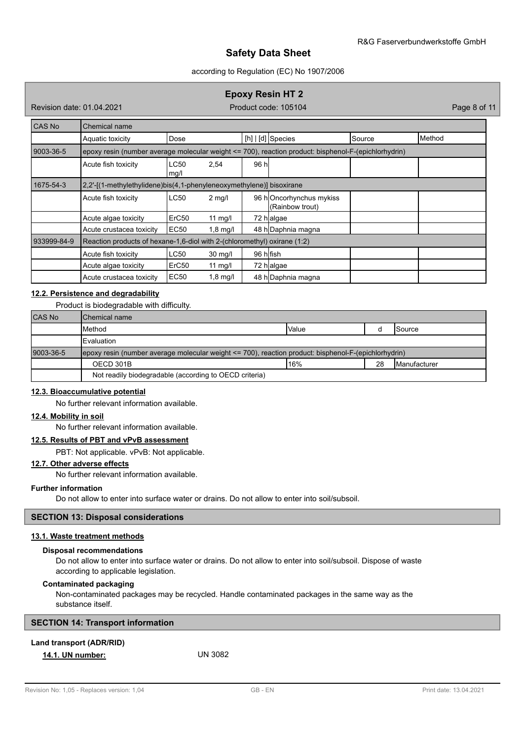| CAS No | Chemical name | | | | | | |
|---|---|---|---|---|---|---|---|
| | Aquatic toxicity | Dose | | [h] \| [d] | Species | Source | Method |
| 9003-36-5 | epoxy resin (number average molecular weight <= 700), reaction product: bisphenol-F-(epichlorhydrin) | | | | | | |
| | Acute fish toxicity | LC50 mg/l | 2,54 | 96 h | | | |
| 1675-54-3 | 2,2'-[(1-methylethylidene)bis(4,1-phenyleneoxymethylene)] bisoxirane | | | | | | |
| | Acute fish toxicity | LC50 | 2 mg/l | 96 h | Oncorhynchus mykiss (Rainbow trout) | | |
| | Acute algae toxicity | ErC50 | 11 mg/l | 72 h | algae | | |
| | Acute crustacea toxicity | EC50 | 1,8 mg/l | 48 h | Daphnia magna | | |
| 933999-84-9 | Reaction products of hexane-1,6-diol with 2-(chloromethyl) oxirane (1:2) | | | | | | |
| | Acute fish toxicity | LC50 | 30 mg/l | 96 h | fish | | |
| | Acute algae toxicity | ErC50 | 11 mg/l | 72 h | algae | | |
| | Acute crustacea toxicity | EC50 | 1,8 mg/l | 48 h | Daphnia magna | | |

### 12.2. Persistence and degradability

Product is biodegradable with difficulty.

| CAS No | Chemical name | | | |
|---|---|---|---|---|
| | Method | Value | d | Source |
| | Evaluation | | | |
| 9003-36-5 | epoxy resin (number average molecular weight <= 700), reaction product: bisphenol-F-(epichlorhydrin) | | | |
| | OECD 301B | 16% | 28 | Manufacturer |
| | Not readily biodegradable (according to OECD criteria) | | | |

### 12.3. Bioaccumulative potential

No further relevant information available.

### 12.4. Mobility in soil

No further relevant information available.

### 12.5. Results of PBT and vPvB assessment

PBT: Not applicable. vPvB: Not applicable.

### 12.7. Other adverse effects

No further relevant information available.

**Further information**

Do not allow to enter into surface water or drains. Do not allow to enter into soil/subsoil.

## SECTION 13: Disposal considerations

### 13.1. Waste treatment methods

**Disposal recommendations**

Do not allow to enter into surface water or drains. Do not allow to enter into soil/subsoil. Dispose of waste according to applicable legislation.

**Contaminated packaging**

Non-contaminated packages may be recycled. Handle contaminated packages in the same way as the substance itself.

## SECTION 14: Transport information

**Land transport (ADR/RID)**

**14.1. UN number:** UN 3082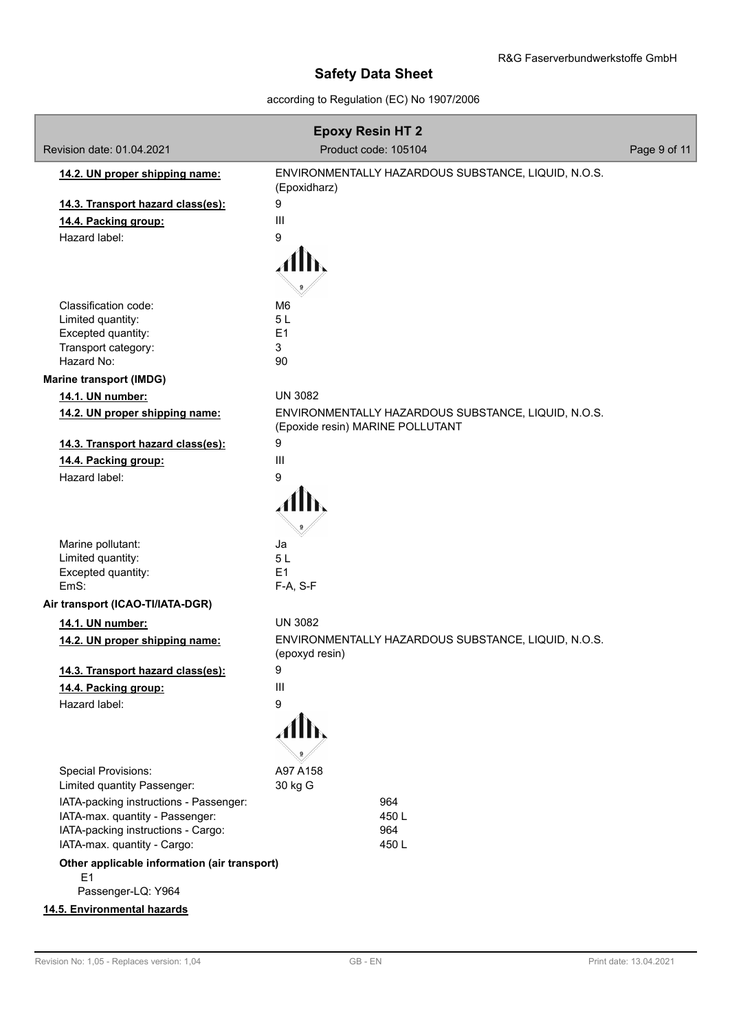**14.2. UN proper shipping name:** ENVIRONMENTALLY HAZARDOUS SUBSTANCE, LIQUID, N.O.S. (Epoxidharz)

**14.3. Transport hazard class(es):** 9

**14.4. Packing group:** III

Hazard label: 9

Classification code: M6
Limited quantity: 5 L
Excepted quantity: E1
Transport category: 3
Hazard No: 90

**Marine transport (IMDG)**

**14.1. UN number:** UN 3082

**14.2. UN proper shipping name:** ENVIRONMENTALLY HAZARDOUS SUBSTANCE, LIQUID, N.O.S. (Epoxide resin) MARINE POLLUTANT

**14.3. Transport hazard class(es):** 9

**14.4. Packing group:** III

Hazard label: 9

Marine pollutant: Ja
Limited quantity: 5 L
Excepted quantity: E1
EmS: F-A, S-F

**Air transport (ICAO-TI/IATA-DGR)**

**14.1. UN number:** UN 3082

**14.2. UN proper shipping name:** ENVIRONMENTALLY HAZARDOUS SUBSTANCE, LIQUID, N.O.S. (epoxyd resin)

**14.3. Transport hazard class(es):** 9

**14.4. Packing group:** III

Hazard label: 9

Special Provisions: A97 A158
Limited quantity Passenger: 30 kg G
IATA-packing instructions - Passenger: 964
IATA-max. quantity - Passenger: 450 L
IATA-packing instructions - Cargo: 964
IATA-max. quantity - Cargo: 450 L

**Other applicable information (air transport)**

E1
Passenger-LQ: Y964

**14.5. Environmental hazards**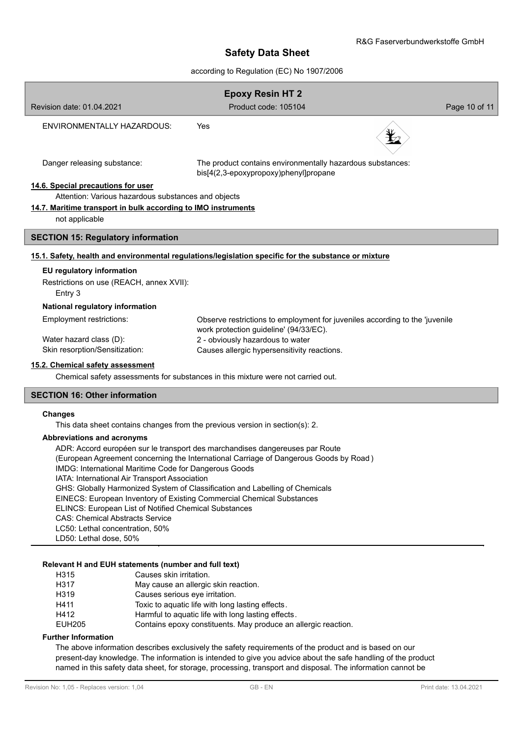| | |
|---|---|
| ENVIRONMENTALLY HAZARDOUS: | Yes |
| Danger releasing substance: | The product contains environmentally hazardous substances: bis[4(2,3-epoxypropoxy)phenyl]propane |

**14.6. Special precautions for user**

Attention: Various hazardous substances and objects

**14.7. Maritime transport in bulk according to IMO instruments**

not applicable

## SECTION 15: Regulatory information

**15.1. Safety, health and environmental regulations/legislation specific for the substance or mixture**

**EU regulatory information**

Restrictions on use (REACH, annex XVII):

Entry 3

**National regulatory information**

| | |
|---|---|
| Employment restrictions: | Observe restrictions to employment for juveniles according to the 'juvenile work protection guideline' (94/33/EC). |
| Water hazard class (D): | 2 - obviously hazardous to water |
| Skin resorption/Sensitization: | Causes allergic hypersensitivity reactions. |

**15.2. Chemical safety assessment**

Chemical safety assessments for substances in this mixture were not carried out.

## SECTION 16: Other information

**Changes**

This data sheet contains changes from the previous version in section(s): 2.

**Abbreviations and acronyms**

ADR: Accord européen sur le transport des marchandises dangereuses par Route
(European Agreement concerning the International Carriage of Dangerous Goods by Road )
IMDG: International Maritime Code for Dangerous Goods
IATA: International Air Transport Association
GHS: Globally Harmonized System of Classification and Labelling of Chemicals
EINECS: European Inventory of Existing Commercial Chemical Substances
ELINCS: European List of Notified Chemical Substances
CAS: Chemical Abstracts Service
LC50: Lethal concentration, 50%
LD50: Lethal dose, 50%

**Relevant H and EUH statements (number and full text)**

| | |
|---|---|
| H315 | Causes skin irritation. |
| H317 | May cause an allergic skin reaction. |
| H319 | Causes serious eye irritation. |
| H411 | Toxic to aquatic life with long lasting effects. |
| H412 | Harmful to aquatic life with long lasting effects. |
| EUH205 | Contains epoxy constituents. May produce an allergic reaction. |

**Further Information**

The above information describes exclusively the safety requirements of the product and is based on our present-day knowledge. The information is intended to give you advice about the safe handling of the product named in this safety data sheet, for storage, processing, transport and disposal. The information cannot be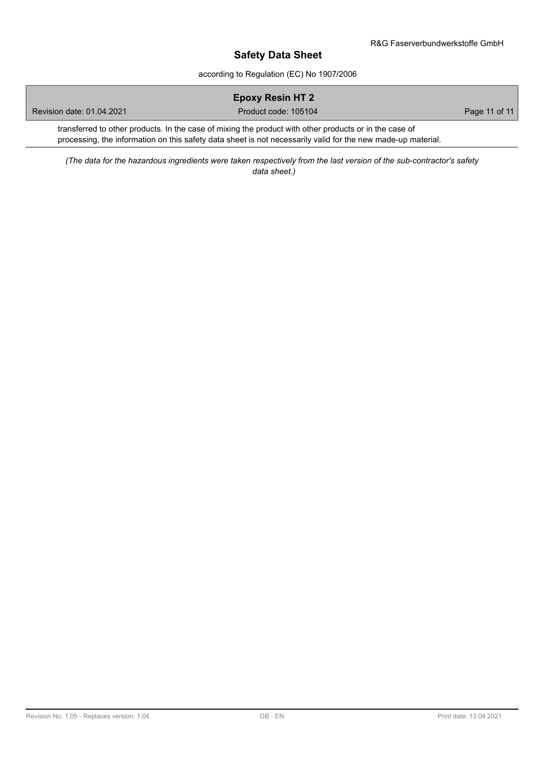transferred to other products. In the case of mixing the product with other products or in the case of processing, the information on this safety data sheet is not necessarily valid for the new made-up material.

---

*(The data for the hazardous ingredients were taken respectively from the last version of the sub-contractor's safety data sheet.)*